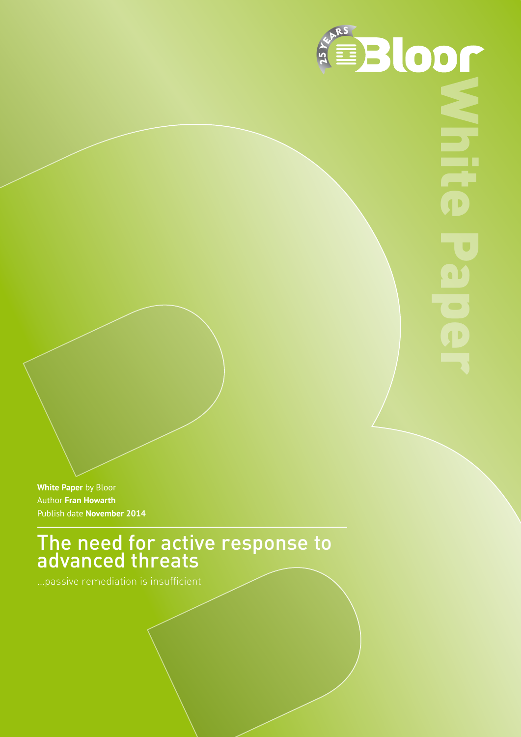Bloor

White Paper

**White Paper** by Bloor
Author **Fran Howarth**
Publish date **November 2014**

# The need for active response to advanced threats

…passive remediation is insufficient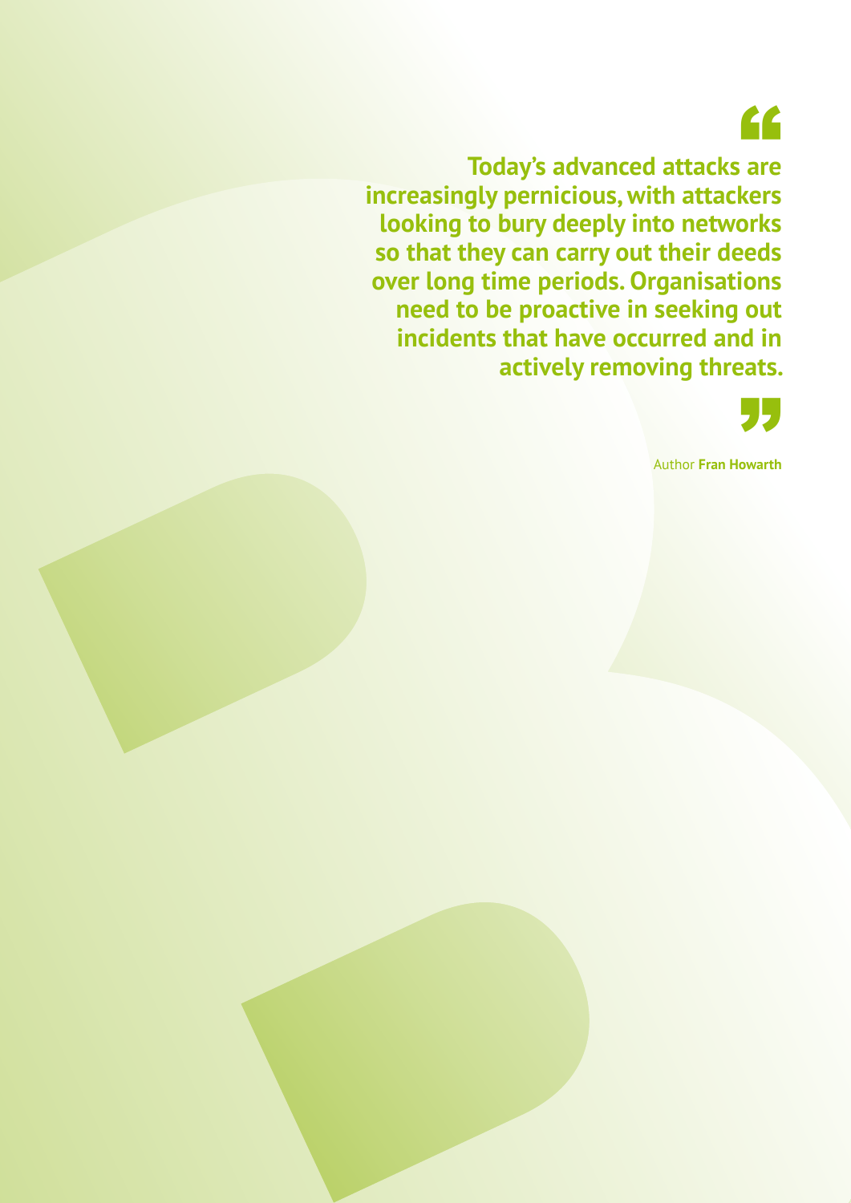> **Today's advanced attacks are increasingly pernicious, with attackers looking to bury deeply into networks so that they can carry out their deeds over long time periods. Organisations need to be proactive in seeking out incidents that have occurred and in actively removing threats.**

Author **Fran Howarth**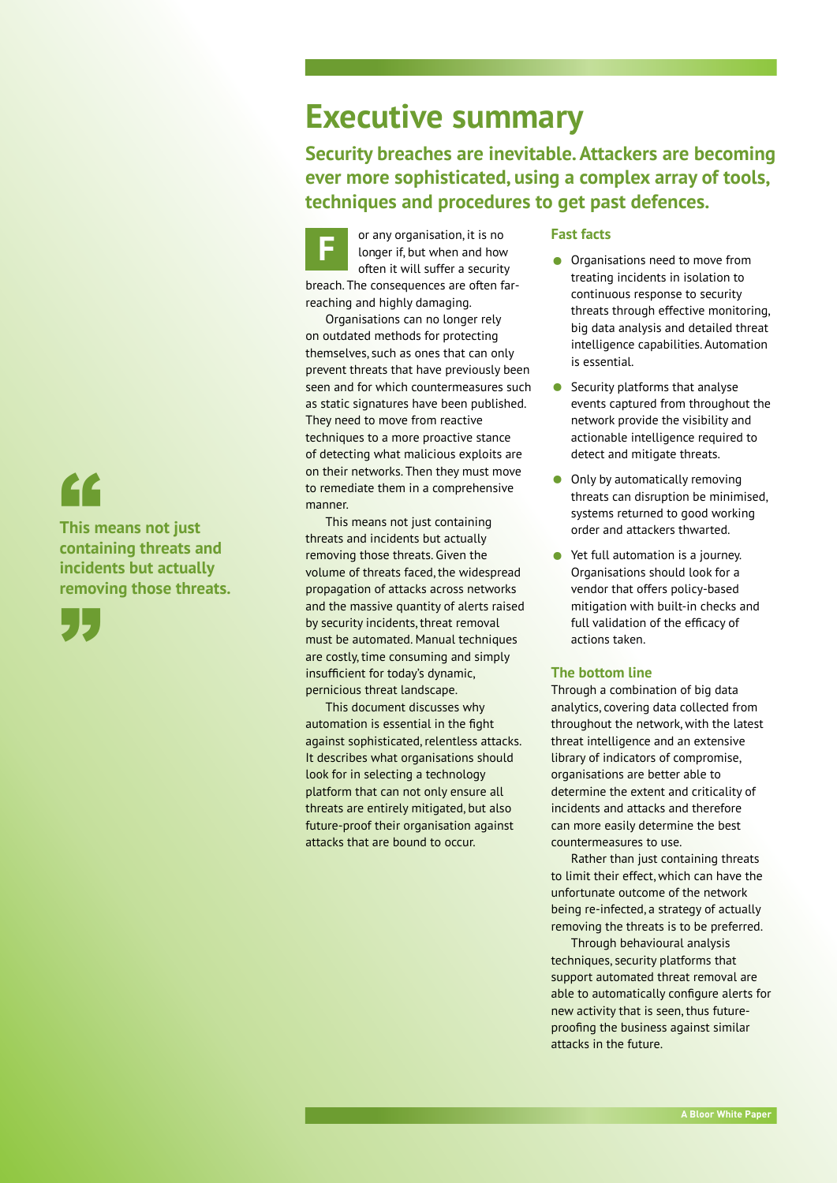# Executive summary

**Security breaches are inevitable. Attackers are becoming ever more sophisticated, using a complex array of tools, techniques and procedures to get past defences.**

For any organisation, it is no longer if, but when and how often it will suffer a security breach. The consequences are often far-reaching and highly damaging.

Organisations can no longer rely on outdated methods for protecting themselves, such as ones that can only prevent threats that have previously been seen and for which countermeasures such as static signatures have been published. They need to move from reactive techniques to a more proactive stance of detecting what malicious exploits are on their networks. Then they must move to remediate them in a comprehensive manner.

This means not just containing threats and incidents but actually removing those threats. Given the volume of threats faced, the widespread propagation of attacks across networks and the massive quantity of alerts raised by security incidents, threat removal must be automated. Manual techniques are costly, time consuming and simply insufficient for today's dynamic, pernicious threat landscape.

This document discusses why automation is essential in the fight against sophisticated, relentless attacks. It describes what organisations should look for in selecting a technology platform that can not only ensure all threats are entirely mitigated, but also future-proof their organisation against attacks that are bound to occur.

> **This means not just containing threats and incidents but actually removing those threats.**

### Fast facts

- Organisations need to move from treating incidents in isolation to continuous response to security threats through effective monitoring, big data analysis and detailed threat intelligence capabilities. Automation is essential.
- Security platforms that analyse events captured from throughout the network provide the visibility and actionable intelligence required to detect and mitigate threats.
- Only by automatically removing threats can disruption be minimised, systems returned to good working order and attackers thwarted.
- Yet full automation is a journey. Organisations should look for a vendor that offers policy-based mitigation with built-in checks and full validation of the efficacy of actions taken.

### The bottom line

Through a combination of big data analytics, covering data collected from throughout the network, with the latest threat intelligence and an extensive library of indicators of compromise, organisations are better able to determine the extent and criticality of incidents and attacks and therefore can more easily determine the best countermeasures to use.

Rather than just containing threats to limit their effect, which can have the unfortunate outcome of the network being re-infected, a strategy of actually removing the threats is to be preferred.

Through behavioural analysis techniques, security platforms that support automated threat removal are able to automatically configure alerts for new activity that is seen, thus future-proofing the business against similar attacks in the future.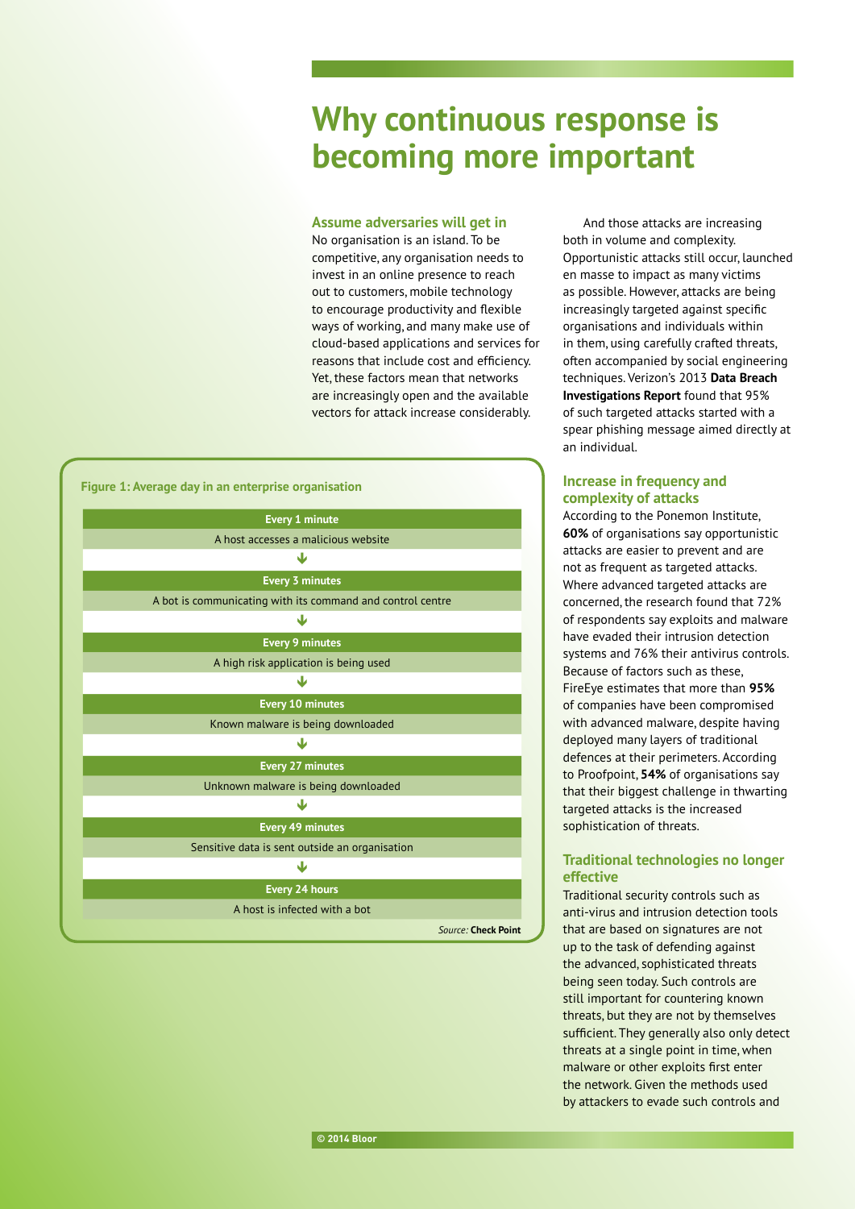# Why continuous response is becoming more important

### Assume adversaries will get in

No organisation is an island. To be competitive, any organisation needs to invest in an online presence to reach out to customers, mobile technology to encourage productivity and flexible ways of working, and many make use of cloud-based applications and services for reasons that include cost and efficiency. Yet, these factors mean that networks are increasingly open and the available vectors for attack increase considerably.

And those attacks are increasing both in volume and complexity. Opportunistic attacks still occur, launched en masse to impact as many victims as possible. However, attacks are being increasingly targeted against specific organisations and individuals within in them, using carefully crafted threats, often accompanied by social engineering techniques. Verizon's 2013 **Data Breach Investigations Report** found that 95% of such targeted attacks started with a spear phishing message aimed directly at an individual.

**Figure 1: Average day in an enterprise organisation**

| Frequency | Event |
|---|---|
| Every 1 minute | A host accesses a malicious website |
| Every 3 minutes | A bot is communicating with its command and control centre |
| Every 9 minutes | A high risk application is being used |
| Every 10 minutes | Known malware is being downloaded |
| Every 27 minutes | Unknown malware is being downloaded |
| Every 49 minutes | Sensitive data is sent outside an organisation |
| Every 24 hours | A host is infected with a bot |

*Source:* **Check Point**

### Increase in frequency and complexity of attacks

According to the Ponemon Institute, **60%** of organisations say opportunistic attacks are easier to prevent and are not as frequent as targeted attacks. Where advanced targeted attacks are concerned, the research found that 72% of respondents say exploits and malware have evaded their intrusion detection systems and 76% their antivirus controls. Because of factors such as these, FireEye estimates that more than **95%** of companies have been compromised with advanced malware, despite having deployed many layers of traditional defences at their perimeters. According to Proofpoint, **54%** of organisations say that their biggest challenge in thwarting targeted attacks is the increased sophistication of threats.

### Traditional technologies no longer effective

Traditional security controls such as anti-virus and intrusion detection tools that are based on signatures are not up to the task of defending against the advanced, sophisticated threats being seen today. Such controls are still important for countering known threats, but they are not by themselves sufficient. They generally also only detect threats at a single point in time, when malware or other exploits first enter the network. Given the methods used by attackers to evade such controls and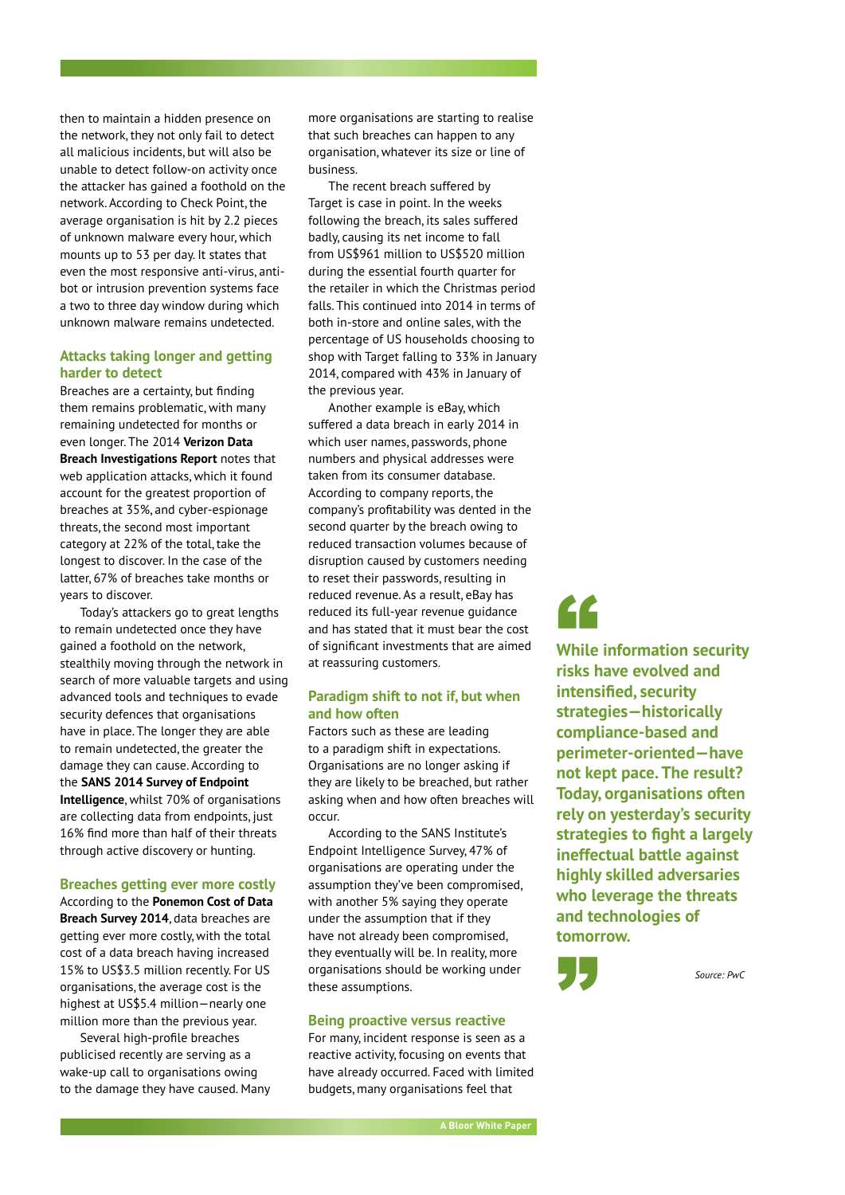then to maintain a hidden presence on the network, they not only fail to detect all malicious incidents, but will also be unable to detect follow-on activity once the attacker has gained a foothold on the network. According to Check Point, the average organisation is hit by 2.2 pieces of unknown malware every hour, which mounts up to 53 per day. It states that even the most responsive anti-virus, anti-bot or intrusion prevention systems face a two to three day window during which unknown malware remains undetected.

### Attacks taking longer and getting harder to detect

Breaches are a certainty, but finding them remains problematic, with many remaining undetected for months or even longer. The 2014 **Verizon Data Breach Investigations Report** notes that web application attacks, which it found account for the greatest proportion of breaches at 35%, and cyber-espionage threats, the second most important category at 22% of the total, take the longest to discover. In the case of the latter, 67% of breaches take months or years to discover.

Today's attackers go to great lengths to remain undetected once they have gained a foothold on the network, stealthily moving through the network in search of more valuable targets and using advanced tools and techniques to evade security defences that organisations have in place. The longer they are able to remain undetected, the greater the damage they can cause. According to the **SANS 2014 Survey of Endpoint Intelligence**, whilst 70% of organisations are collecting data from endpoints, just 16% find more than half of their threats through active discovery or hunting.

### Breaches getting ever more costly

According to the **Ponemon Cost of Data Breach Survey 2014**, data breaches are getting ever more costly, with the total cost of a data breach having increased 15% to US$3.5 million recently. For US organisations, the average cost is the highest at US$5.4 million—nearly one million more than the previous year.

Several high-profile breaches publicised recently are serving as a wake-up call to organisations owing to the damage they have caused. Many more organisations are starting to realise that such breaches can happen to any organisation, whatever its size or line of business.

The recent breach suffered by Target is case in point. In the weeks following the breach, its sales suffered badly, causing its net income to fall from US$961 million to US$520 million during the essential fourth quarter for the retailer in which the Christmas period falls. This continued into 2014 in terms of both in-store and online sales, with the percentage of US households choosing to shop with Target falling to 33% in January 2014, compared with 43% in January of the previous year.

Another example is eBay, which suffered a data breach in early 2014 in which user names, passwords, phone numbers and physical addresses were taken from its consumer database. According to company reports, the company's profitability was dented in the second quarter by the breach owing to reduced transaction volumes because of disruption caused by customers needing to reset their passwords, resulting in reduced revenue. As a result, eBay has reduced its full-year revenue guidance and has stated that it must bear the cost of significant investments that are aimed at reassuring customers.

### Paradigm shift to not if, but when and how often

Factors such as these are leading to a paradigm shift in expectations. Organisations are no longer asking if they are likely to be breached, but rather asking when and how often breaches will occur.

According to the SANS Institute's Endpoint Intelligence Survey, 47% of organisations are operating under the assumption they've been compromised, with another 5% saying they operate under the assumption that if they have not already been compromised, they eventually will be. In reality, more organisations should be working under these assumptions.

### Being proactive versus reactive

For many, incident response is seen as a reactive activity, focusing on events that have already occurred. Faced with limited budgets, many organisations feel that

> **"While information security risks have evolved and intensified, security strategies—historically compliance-based and perimeter-oriented—have not kept pace. The result? Today, organisations often rely on yesterday's security strategies to fight a largely ineffectual battle against highly skilled adversaries who leverage the threats and technologies of tomorrow."**
>
> *Source: PwC*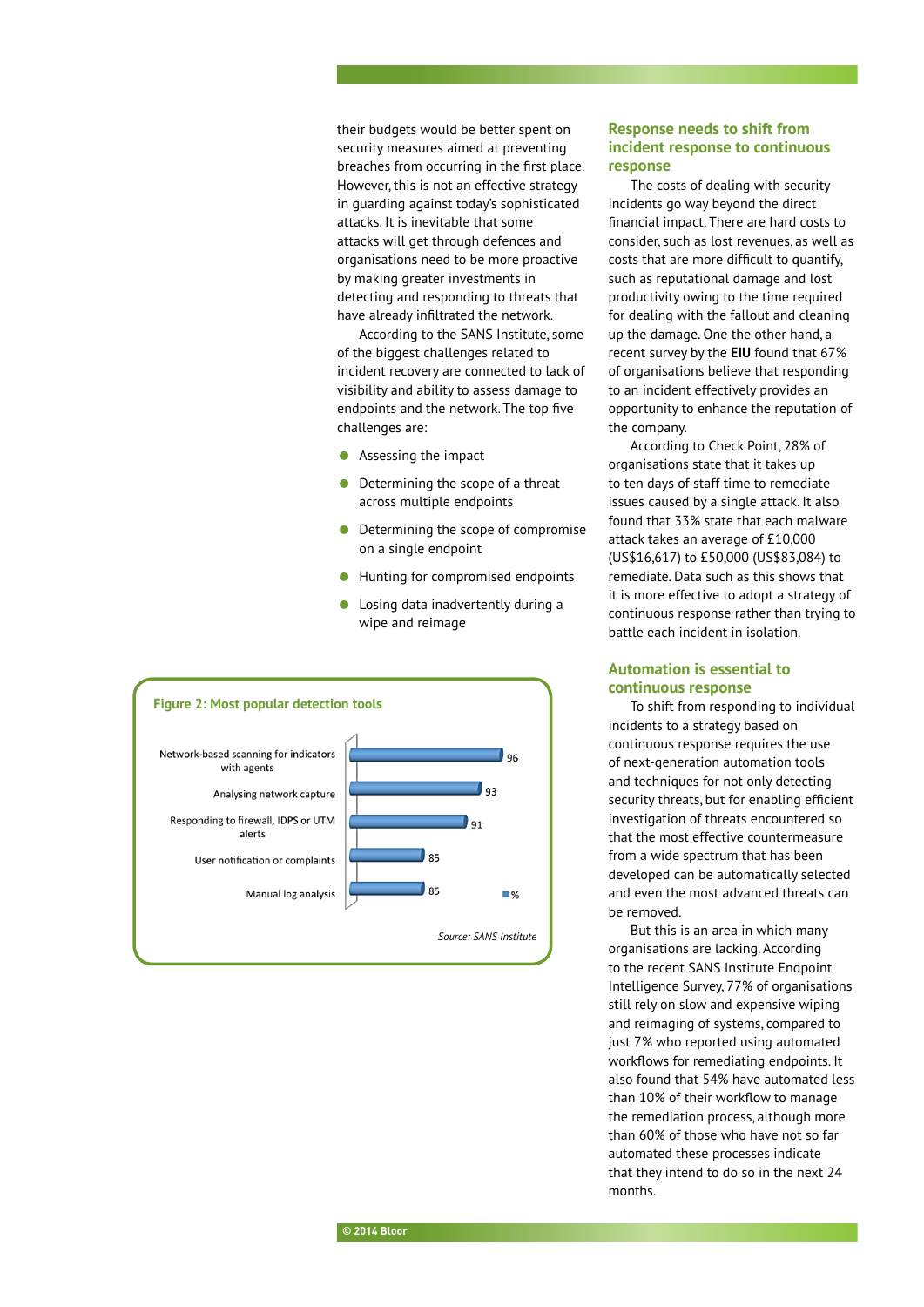their budgets would be better spent on security measures aimed at preventing breaches from occurring in the first place. However, this is not an effective strategy in guarding against today's sophisticated attacks. It is inevitable that some attacks will get through defences and organisations need to be more proactive by making greater investments in detecting and responding to threats that have already infiltrated the network.

According to the SANS Institute, some of the biggest challenges related to incident recovery are connected to lack of visibility and ability to assess damage to endpoints and the network. The top five challenges are:

- Assessing the impact
- Determining the scope of a threat across multiple endpoints
- Determining the scope of compromise on a single endpoint
- Hunting for compromised endpoints
- Losing data inadvertently during a wipe and reimage

**Figure 2: Most popular detection tools**

| Detection tool | % |
|---|---|
| Network-based scanning for indicators with agents | 96 |
| Analysing network capture | 93 |
| Responding to firewall, IDPS or UTM alerts | 91 |
| User notification or complaints | 85 |
| Manual log analysis | 85 |

*Source: SANS Institute*

## Response needs to shift from incident response to continuous response

The costs of dealing with security incidents go way beyond the direct financial impact. There are hard costs to consider, such as lost revenues, as well as costs that are more difficult to quantify, such as reputational damage and lost productivity owing to the time required for dealing with the fallout and cleaning up the damage. One the other hand, a recent survey by the **EIU** found that 67% of organisations believe that responding to an incident effectively provides an opportunity to enhance the reputation of the company.

According to Check Point, 28% of organisations state that it takes up to ten days of staff time to remediate issues caused by a single attack. It also found that 33% state that each malware attack takes an average of £10,000 (US$16,617) to £50,000 (US$83,084) to remediate. Data such as this shows that it is more effective to adopt a strategy of continuous response rather than trying to battle each incident in isolation.

## Automation is essential to continuous response

To shift from responding to individual incidents to a strategy based on continuous response requires the use of next-generation automation tools and techniques for not only detecting security threats, but for enabling efficient investigation of threats encountered so that the most effective countermeasure from a wide spectrum that has been developed can be automatically selected and even the most advanced threats can be removed.

But this is an area in which many organisations are lacking. According to the recent SANS Institute Endpoint Intelligence Survey, 77% of organisations still rely on slow and expensive wiping and reimaging of systems, compared to just 7% who reported using automated workflows for remediating endpoints. It also found that 54% have automated less than 10% of their workflow to manage the remediation process, although more than 60% of those who have not so far automated these processes indicate that they intend to do so in the next 24 months.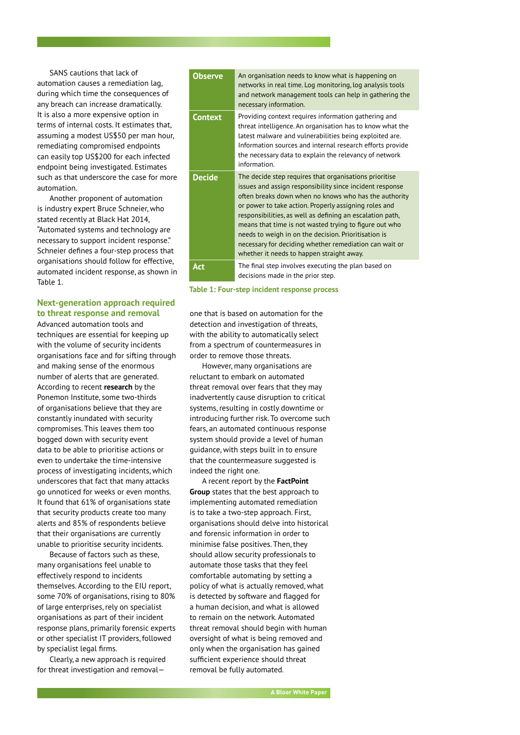SANS cautions that lack of automation causes a remediation lag, during which time the consequences of any breach can increase dramatically. It is also a more expensive option in terms of internal costs. It estimates that, assuming a modest US$50 per man hour, remediating compromised endpoints can easily top US$200 for each infected endpoint being investigated. Estimates such as that underscore the case for more automation.

Another proponent of automation is industry expert Bruce Schneier, who stated recently at Black Hat 2014, "Automated systems and technology are necessary to support incident response." Schneier defines a four-step process that organisations should follow for effective, automated incident response, as shown in Table 1.

| | |
|---|---|
| **Observe** | An organisation needs to know what is happening on networks in real time. Log monitoring, log analysis tools and network management tools can help in gathering the necessary information. |
| **Context** | Providing context requires information gathering and threat intelligence. An organisation has to know what the latest malware and vulnerabilities being exploited are. Information sources and internal research efforts provide the necessary data to explain the relevancy of network information. |
| **Decide** | The decide step requires that organisations prioritise issues and assign responsibility since incident response often breaks down when no knows who has the authority or power to take action. Properly assigning roles and responsibilities, as well as defining an escalation path, means that time is not wasted trying to figure out who needs to weigh in on the decision. Prioritisation is necessary for deciding whether remediation can wait or whether it needs to happen straight away. |
| **Act** | The final step involves executing the plan based on decisions made in the prior step. |

**Table 1: Four-step incident response process**

## Next-generation approach required to threat response and removal

Advanced automation tools and techniques are essential for keeping up with the volume of security incidents organisations face and for sifting through and making sense of the enormous number of alerts that are generated. According to recent **research** by the Ponemon Institute, some two-thirds of organisations believe that they are constantly inundated with security compromises. This leaves them too bogged down with security event data to be able to prioritise actions or even to undertake the time-intensive process of investigating incidents, which underscores that fact that many attacks go unnoticed for weeks or even months. It found that 61% of organisations state that security products create too many alerts and 85% of respondents believe that their organisations are currently unable to prioritise security incidents.

Because of factors such as these, many organisations feel unable to effectively respond to incidents themselves. According to the EIU report, some 70% of organisations, rising to 80% of large enterprises, rely on specialist organisations as part of their incident response plans, primarily forensic experts or other specialist IT providers, followed by specialist legal firms.

Clearly, a new approach is required for threat investigation and removal—one that is based on automation for the detection and investigation of threats, with the ability to automatically select from a spectrum of countermeasures in order to remove those threats.

However, many organisations are reluctant to embark on automated threat removal over fears that they may inadvertently cause disruption to critical systems, resulting in costly downtime or introducing further risk. To overcome such fears, an automated continuous response system should provide a level of human guidance, with steps built in to ensure that the countermeasure suggested is indeed the right one.

A recent report by the **FactPoint Group** states that the best approach to implementing automated remediation is to take a two-step approach. First, organisations should delve into historical and forensic information in order to minimise false positives. Then, they should allow security professionals to automate those tasks that they feel comfortable automating by setting a policy of what is actually removed, what is detected by software and flagged for a human decision, and what is allowed to remain on the network. Automated threat removal should begin with human oversight of what is being removed and only when the organisation has gained sufficient experience should threat removal be fully automated.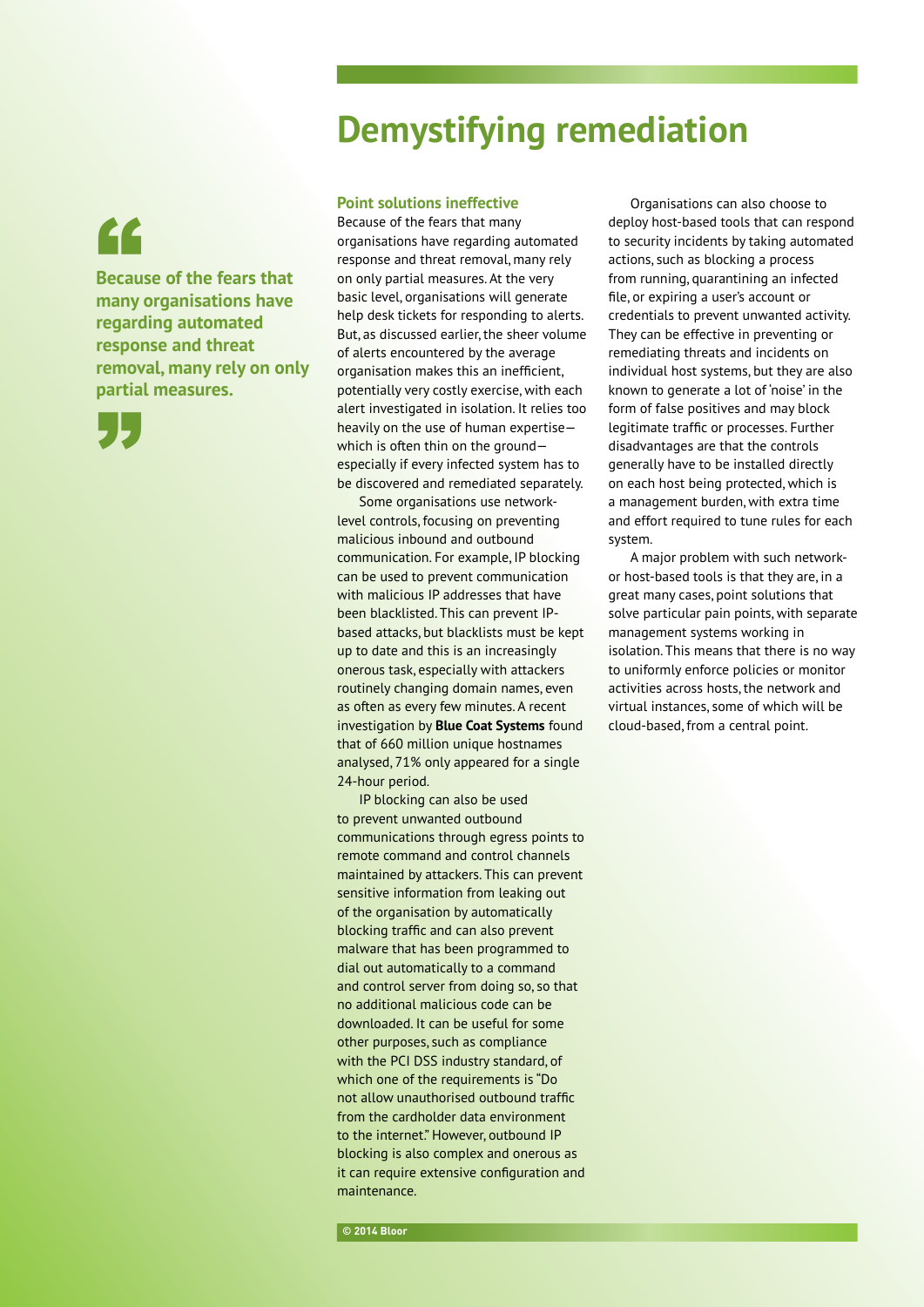# Demystifying remediation

> **Because of the fears that many organisations have regarding automated response and threat removal, many rely on only partial measures.**

## Point solutions ineffective

Because of the fears that many organisations have regarding automated response and threat removal, many rely on only partial measures. At the very basic level, organisations will generate help desk tickets for responding to alerts. But, as discussed earlier, the sheer volume of alerts encountered by the average organisation makes this an inefficient, potentially very costly exercise, with each alert investigated in isolation. It relies too heavily on the use of human expertise—which is often thin on the ground—especially if every infected system has to be discovered and remediated separately.

Some organisations use network-level controls, focusing on preventing malicious inbound and outbound communication. For example, IP blocking can be used to prevent communication with malicious IP addresses that have been blacklisted. This can prevent IP-based attacks, but blacklists must be kept up to date and this is an increasingly onerous task, especially with attackers routinely changing domain names, even as often as every few minutes. A recent investigation by **Blue Coat Systems** found that of 660 million unique hostnames analysed, 71% only appeared for a single 24-hour period.

IP blocking can also be used to prevent unwanted outbound communications through egress points to remote command and control channels maintained by attackers. This can prevent sensitive information from leaking out of the organisation by automatically blocking traffic and can also prevent malware that has been programmed to dial out automatically to a command and control server from doing so, so that no additional malicious code can be downloaded. It can be useful for some other purposes, such as compliance with the PCI DSS industry standard, of which one of the requirements is "Do not allow unauthorised outbound traffic from the cardholder data environment to the internet." However, outbound IP blocking is also complex and onerous as it can require extensive configuration and maintenance.

Organisations can also choose to deploy host-based tools that can respond to security incidents by taking automated actions, such as blocking a process from running, quarantining an infected file, or expiring a user's account or credentials to prevent unwanted activity. They can be effective in preventing or remediating threats and incidents on individual host systems, but they are also known to generate a lot of 'noise' in the form of false positives and may block legitimate traffic or processes. Further disadvantages are that the controls generally have to be installed directly on each host being protected, which is a management burden, with extra time and effort required to tune rules for each system.

A major problem with such network- or host-based tools is that they are, in a great many cases, point solutions that solve particular pain points, with separate management systems working in isolation. This means that there is no way to uniformly enforce policies or monitor activities across hosts, the network and virtual instances, some of which will be cloud-based, from a central point.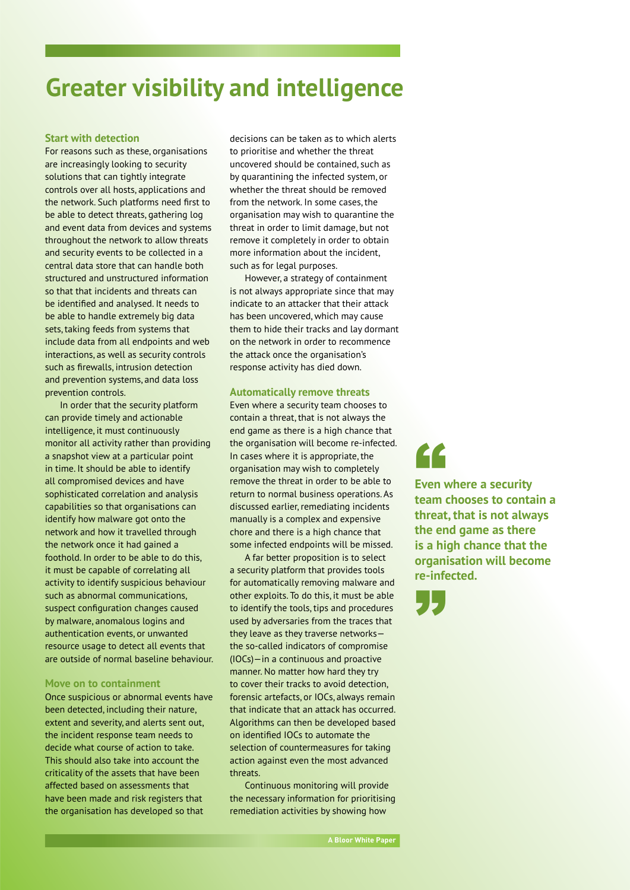# Greater visibility and intelligence

### Start with detection

For reasons such as these, organisations are increasingly looking to security solutions that can tightly integrate controls over all hosts, applications and the network. Such platforms need first to be able to detect threats, gathering log and event data from devices and systems throughout the network to allow threats and security events to be collected in a central data store that can handle both structured and unstructured information so that that incidents and threats can be identified and analysed. It needs to be able to handle extremely big data sets, taking feeds from systems that include data from all endpoints and web interactions, as well as security controls such as firewalls, intrusion detection and prevention systems, and data loss prevention controls.

In order that the security platform can provide timely and actionable intelligence, it must continuously monitor all activity rather than providing a snapshot view at a particular point in time. It should be able to identify all compromised devices and have sophisticated correlation and analysis capabilities so that organisations can identify how malware got onto the network and how it travelled through the network once it had gained a foothold. In order to be able to do this, it must be capable of correlating all activity to identify suspicious behaviour such as abnormal communications, suspect configuration changes caused by malware, anomalous logins and authentication events, or unwanted resource usage to detect all events that are outside of normal baseline behaviour.

### Move on to containment

Once suspicious or abnormal events have been detected, including their nature, extent and severity, and alerts sent out, the incident response team needs to decide what course of action to take. This should also take into account the criticality of the assets that have been affected based on assessments that have been made and risk registers that the organisation has developed so that decisions can be taken as to which alerts to prioritise and whether the threat uncovered should be contained, such as by quarantining the infected system, or whether the threat should be removed from the network. In some cases, the organisation may wish to quarantine the threat in order to limit damage, but not remove it completely in order to obtain more information about the incident, such as for legal purposes.

However, a strategy of containment is not always appropriate since that may indicate to an attacker that their attack has been uncovered, which may cause them to hide their tracks and lay dormant on the network in order to recommence the attack once the organisation's response activity has died down.

### Automatically remove threats

Even where a security team chooses to contain a threat, that is not always the end game as there is a high chance that the organisation will become re-infected. In cases where it is appropriate, the organisation may wish to completely remove the threat in order to be able to return to normal business operations. As discussed earlier, remediating incidents manually is a complex and expensive chore and there is a high chance that some infected endpoints will be missed.

A far better proposition is to select a security platform that provides tools for automatically removing malware and other exploits. To do this, it must be able to identify the tools, tips and procedures used by adversaries from the traces that they leave as they traverse networks—the so-called indicators of compromise (IOCs)—in a continuous and proactive manner. No matter how hard they try to cover their tracks to avoid detection, forensic artefacts, or IOCs, always remain that indicate that an attack has occurred. Algorithms can then be developed based on identified IOCs to automate the selection of countermeasures for taking action against even the most advanced threats.

Continuous monitoring will provide the necessary information for prioritising remediation activities by showing how

> **Even where a security team chooses to contain a threat, that is not always the end game as there is a high chance that the organisation will become re-infected.**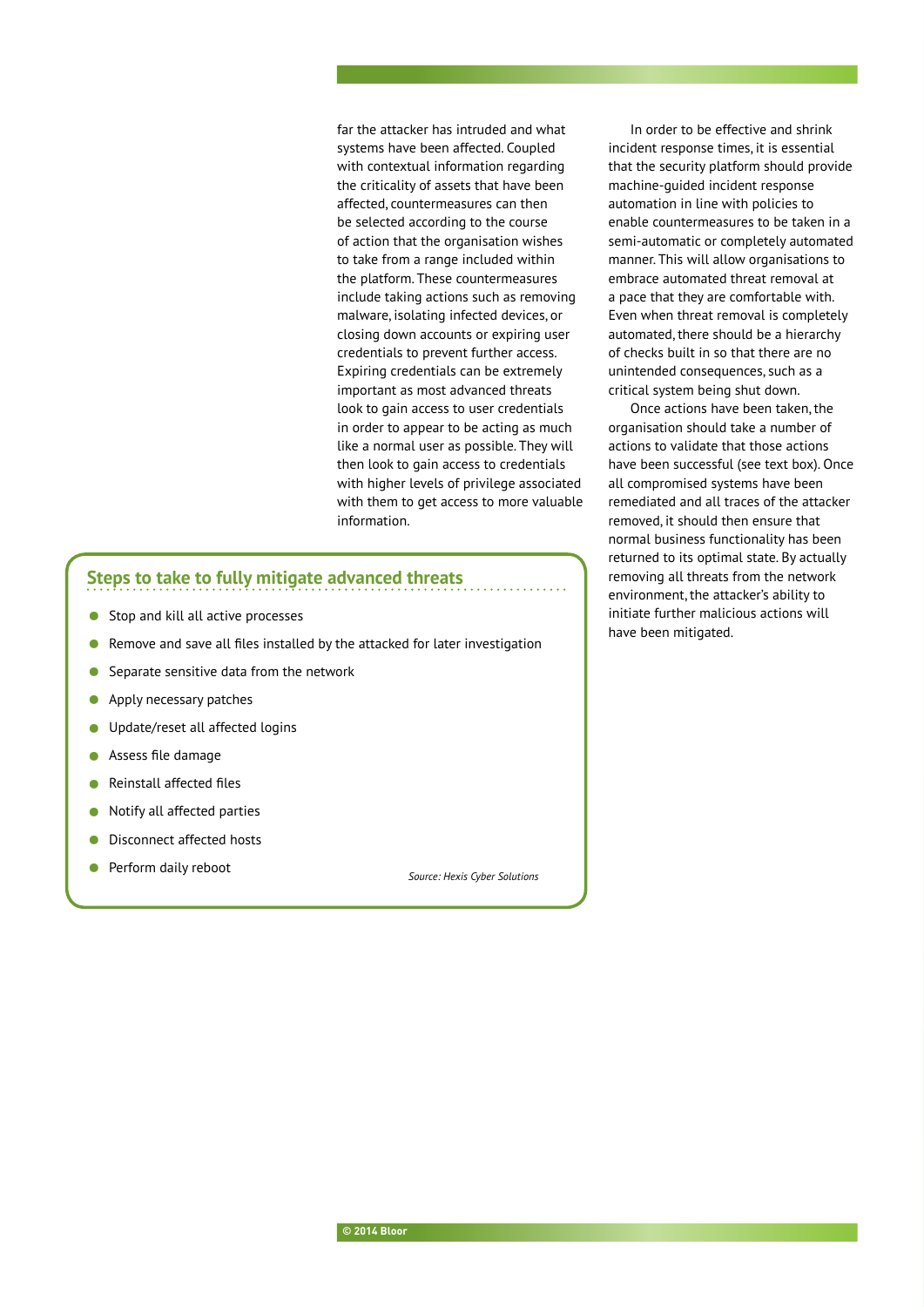far the attacker has intruded and what systems have been affected. Coupled with contextual information regarding the criticality of assets that have been affected, countermeasures can then be selected according to the course of action that the organisation wishes to take from a range included within the platform. These countermeasures include taking actions such as removing malware, isolating infected devices, or closing down accounts or expiring user credentials to prevent further access. Expiring credentials can be extremely important as most advanced threats look to gain access to user credentials in order to appear to be acting as much like a normal user as possible. They will then look to gain access to credentials with higher levels of privilege associated with them to get access to more valuable information.

In order to be effective and shrink incident response times, it is essential that the security platform should provide machine-guided incident response automation in line with policies to enable countermeasures to be taken in a semi-automatic or completely automated manner. This will allow organisations to embrace automated threat removal at a pace that they are comfortable with. Even when threat removal is completely automated, there should be a hierarchy of checks built in so that there are no unintended consequences, such as a critical system being shut down.

Once actions have been taken, the organisation should take a number of actions to validate that those actions have been successful (see text box). Once all compromised systems have been remediated and all traces of the attacker removed, it should then ensure that normal business functionality has been returned to its optimal state. By actually removing all threats from the network environment, the attacker's ability to initiate further malicious actions will have been mitigated.

## Steps to take to fully mitigate advanced threats

- Stop and kill all active processes
- Remove and save all files installed by the attacked for later investigation
- Separate sensitive data from the network
- Apply necessary patches
- Update/reset all affected logins
- Assess file damage
- Reinstall affected files
- Notify all affected parties
- Disconnect affected hosts
- Perform daily reboot

*Source: Hexis Cyber Solutions*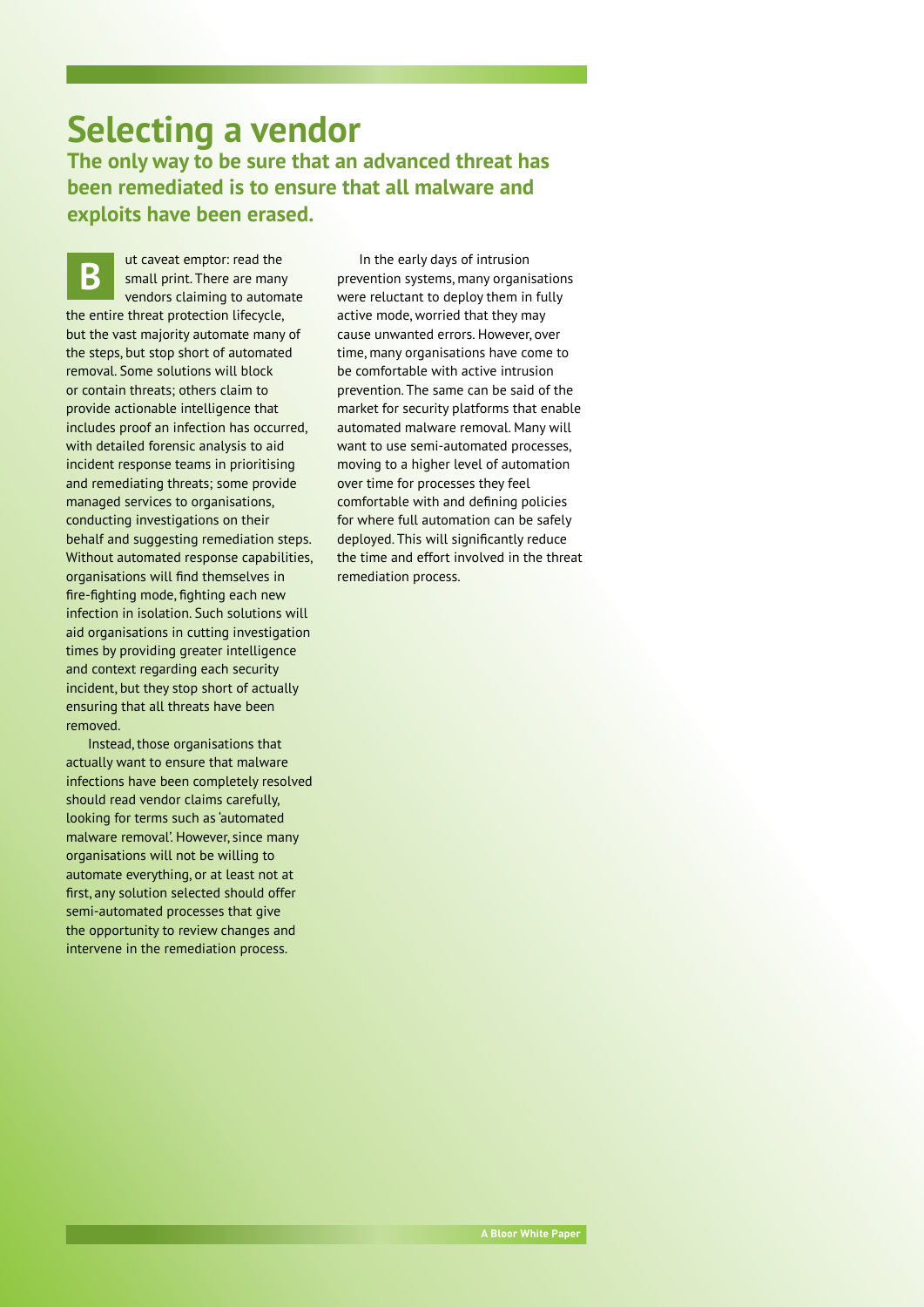# Selecting a vendor

**The only way to be sure that an advanced threat has been remediated is to ensure that all malware and exploits have been erased.**

But caveat emptor: read the small print. There are many vendors claiming to automate the entire threat protection lifecycle, but the vast majority automate many of the steps, but stop short of automated removal. Some solutions will block or contain threats; others claim to provide actionable intelligence that includes proof an infection has occurred, with detailed forensic analysis to aid incident response teams in prioritising and remediating threats; some provide managed services to organisations, conducting investigations on their behalf and suggesting remediation steps. Without automated response capabilities, organisations will find themselves in fire-fighting mode, fighting each new infection in isolation. Such solutions will aid organisations in cutting investigation times by providing greater intelligence and context regarding each security incident, but they stop short of actually ensuring that all threats have been removed.

Instead, those organisations that actually want to ensure that malware infections have been completely resolved should read vendor claims carefully, looking for terms such as 'automated malware removal'. However, since many organisations will not be willing to automate everything, or at least not at first, any solution selected should offer semi-automated processes that give the opportunity to review changes and intervene in the remediation process.

In the early days of intrusion prevention systems, many organisations were reluctant to deploy them in fully active mode, worried that they may cause unwanted errors. However, over time, many organisations have come to be comfortable with active intrusion prevention. The same can be said of the market for security platforms that enable automated malware removal. Many will want to use semi-automated processes, moving to a higher level of automation over time for processes they feel comfortable with and defining policies for where full automation can be safely deployed. This will significantly reduce the time and effort involved in the threat remediation process.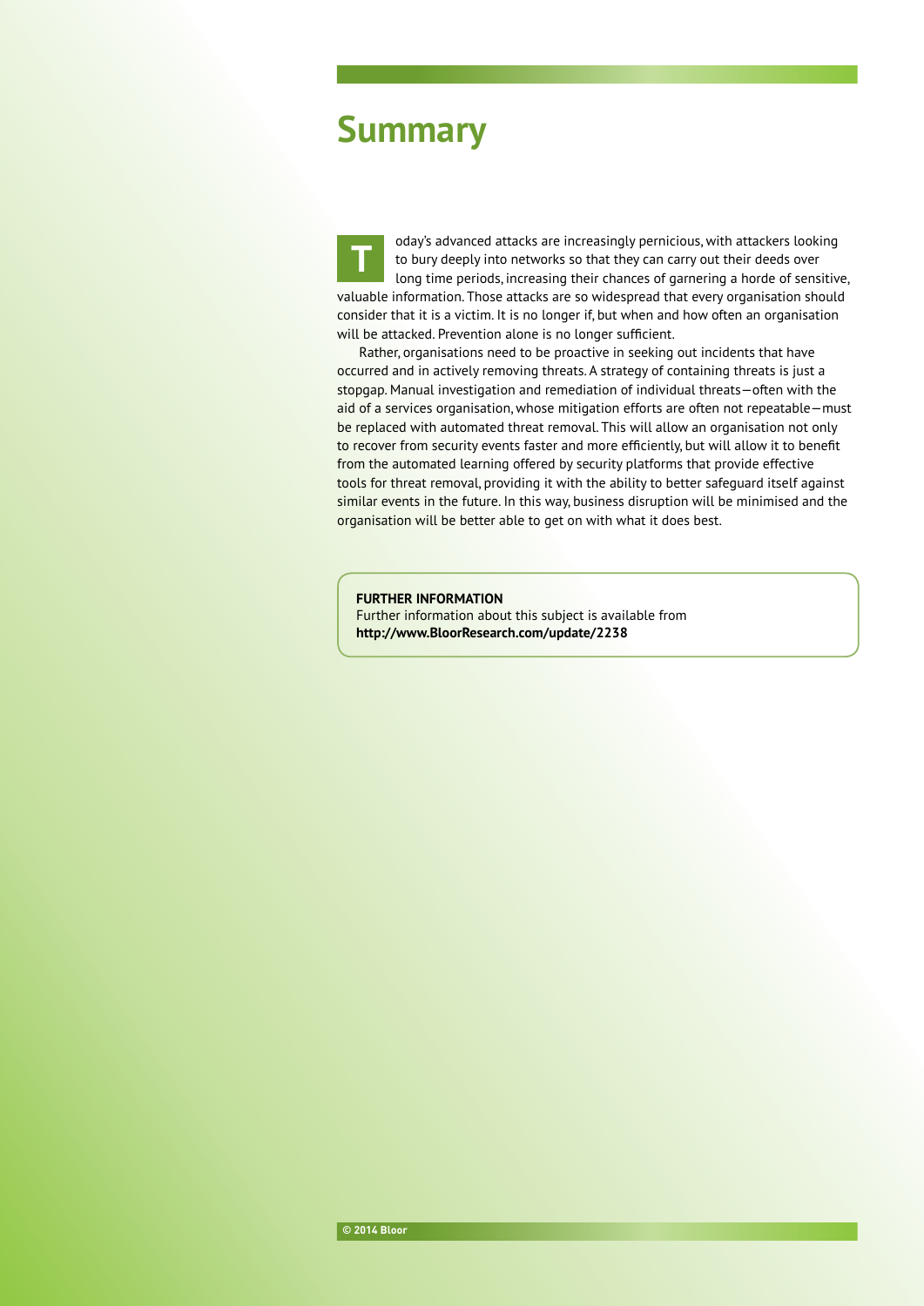# Summary

Today's advanced attacks are increasingly pernicious, with attackers looking to bury deeply into networks so that they can carry out their deeds over long time periods, increasing their chances of garnering a horde of sensitive, valuable information. Those attacks are so widespread that every organisation should consider that it is a victim. It is no longer if, but when and how often an organisation will be attacked. Prevention alone is no longer sufficient.

Rather, organisations need to be proactive in seeking out incidents that have occurred and in actively removing threats. A strategy of containing threats is just a stopgap. Manual investigation and remediation of individual threats—often with the aid of a services organisation, whose mitigation efforts are often not repeatable—must be replaced with automated threat removal. This will allow an organisation not only to recover from security events faster and more efficiently, but will allow it to benefit from the automated learning offered by security platforms that provide effective tools for threat removal, providing it with the ability to better safeguard itself against similar events in the future. In this way, business disruption will be minimised and the organisation will be better able to get on with what it does best.

**FURTHER INFORMATION**
Further information about this subject is available from
**http://www.BloorResearch.com/update/2238**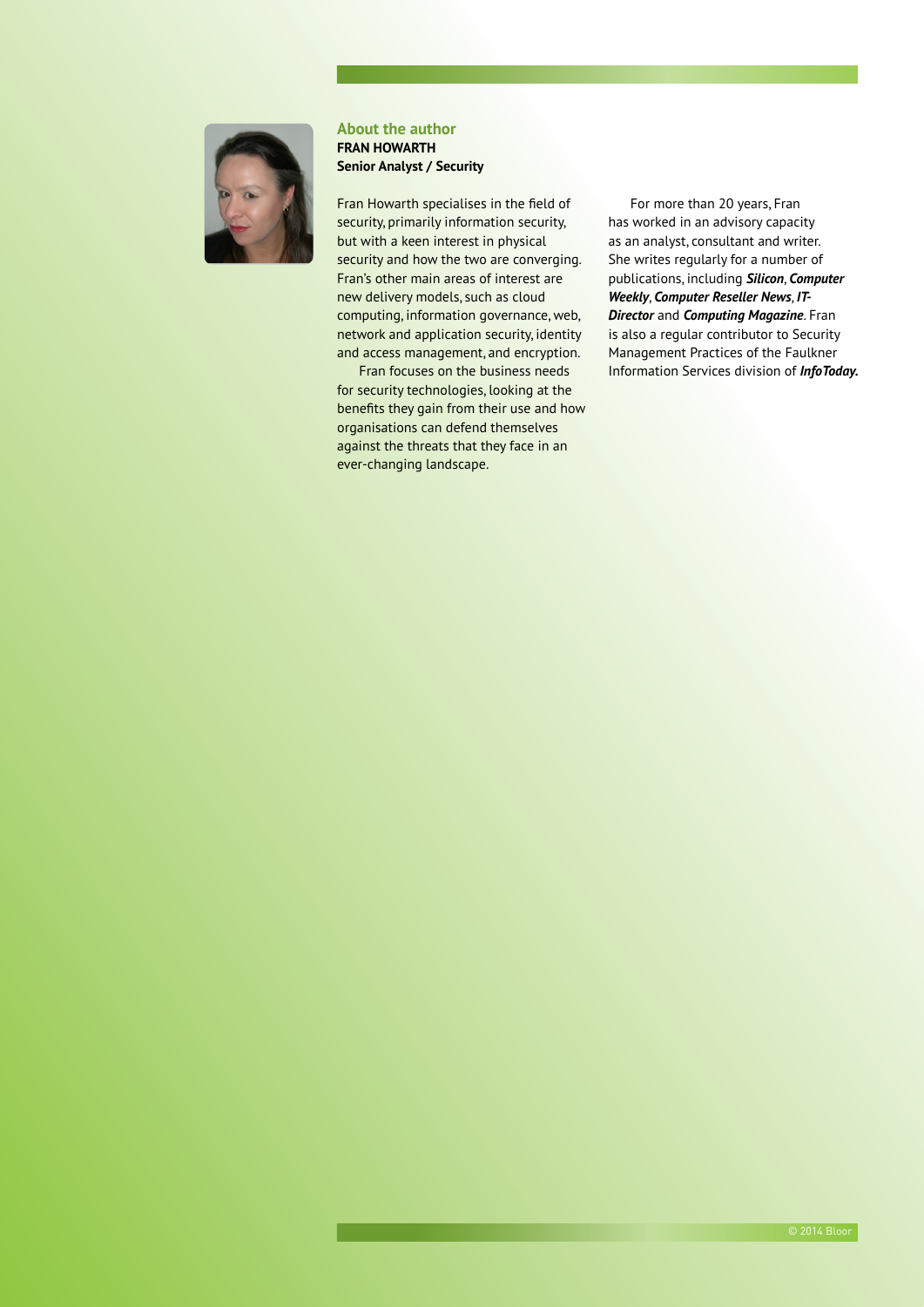## About the author

**FRAN HOWARTH**
**Senior Analyst / Security**

Fran Howarth specialises in the field of security, primarily information security, but with a keen interest in physical security and how the two are converging. Fran's other main areas of interest are new delivery models, such as cloud computing, information governance, web, network and application security, identity and access management, and encryption.

Fran focuses on the business needs for security technologies, looking at the benefits they gain from their use and how organisations can defend themselves against the threats that they face in an ever-changing landscape.

For more than 20 years, Fran has worked in an advisory capacity as an analyst, consultant and writer. She writes regularly for a number of publications, including ***Silicon***, ***Computer Weekly***, ***Computer Reseller News***, ***IT-Director*** and ***Computing Magazine***. Fran is also a regular contributor to Security Management Practices of the Faulkner Information Services division of ***InfoToday.***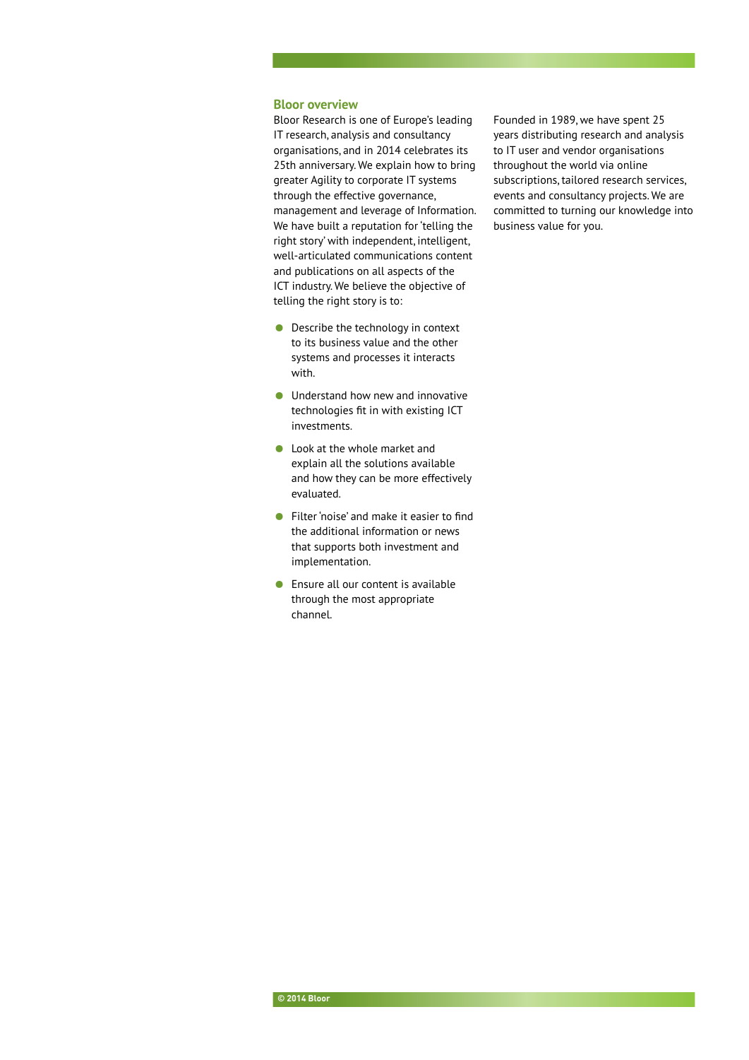## Bloor overview

Bloor Research is one of Europe's leading IT research, analysis and consultancy organisations, and in 2014 celebrates its 25th anniversary. We explain how to bring greater Agility to corporate IT systems through the effective governance, management and leverage of Information. We have built a reputation for 'telling the right story' with independent, intelligent, well-articulated communications content and publications on all aspects of the ICT industry. We believe the objective of telling the right story is to:

- Describe the technology in context to its business value and the other systems and processes it interacts with.
- Understand how new and innovative technologies fit in with existing ICT investments.
- Look at the whole market and explain all the solutions available and how they can be more effectively evaluated.
- Filter 'noise' and make it easier to find the additional information or news that supports both investment and implementation.
- Ensure all our content is available through the most appropriate channel.

Founded in 1989, we have spent 25 years distributing research and analysis to IT user and vendor organisations throughout the world via online subscriptions, tailored research services, events and consultancy projects. We are committed to turning our knowledge into business value for you.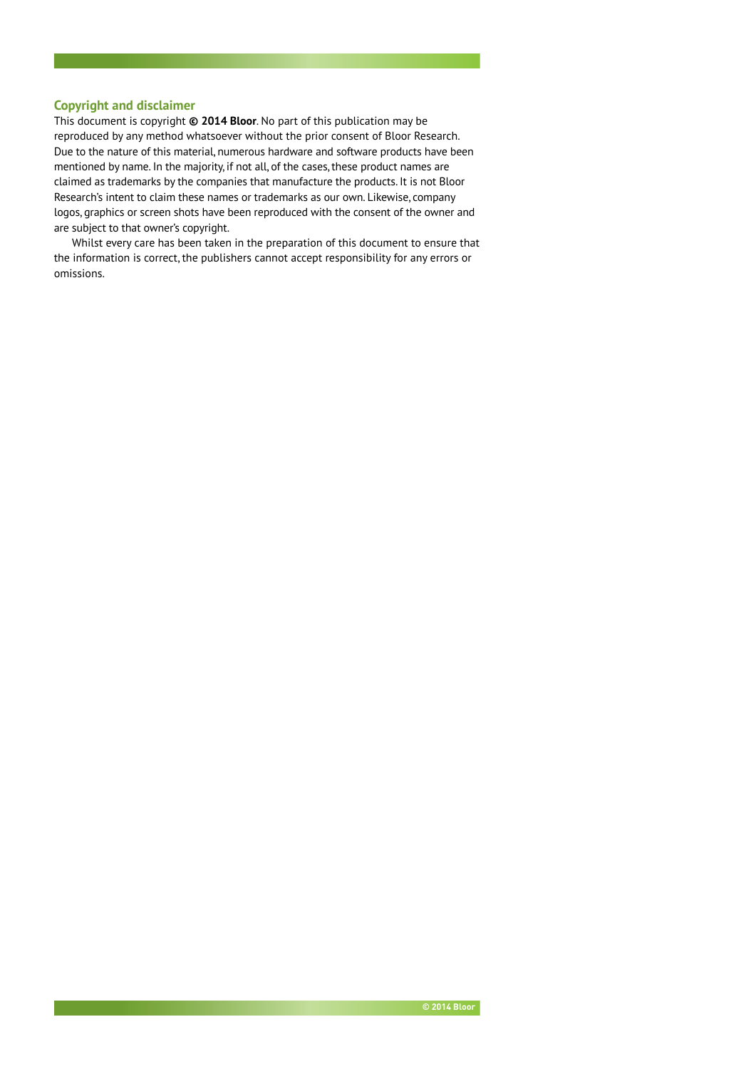## Copyright and disclaimer

This document is copyright **© 2014 Bloor**. No part of this publication may be reproduced by any method whatsoever without the prior consent of Bloor Research. Due to the nature of this material, numerous hardware and software products have been mentioned by name. In the majority, if not all, of the cases, these product names are claimed as trademarks by the companies that manufacture the products. It is not Bloor Research's intent to claim these names or trademarks as our own. Likewise, company logos, graphics or screen shots have been reproduced with the consent of the owner and are subject to that owner's copyright.

Whilst every care has been taken in the preparation of this document to ensure that the information is correct, the publishers cannot accept responsibility for any errors or omissions.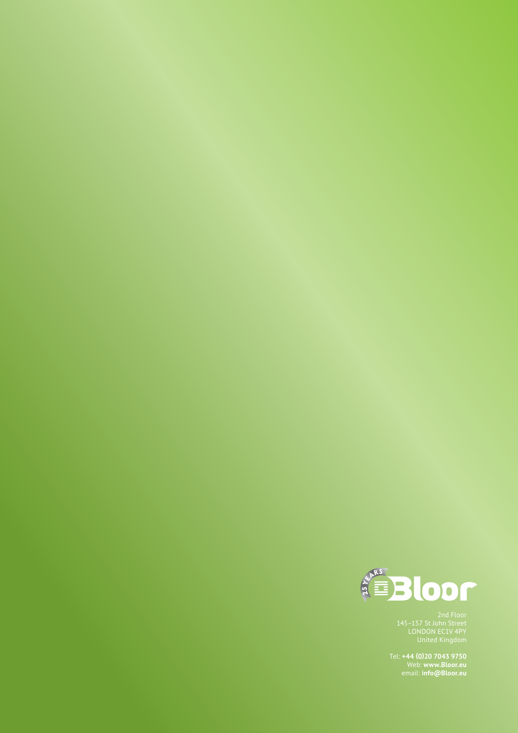Bloor

2nd Floor
145–157 St John Street
LONDON EC1V 4PY
United Kingdom

Tel: **+44 (0)20 7043 9750**
Web: **www.Bloor.eu**
email: **info@Bloor.eu**